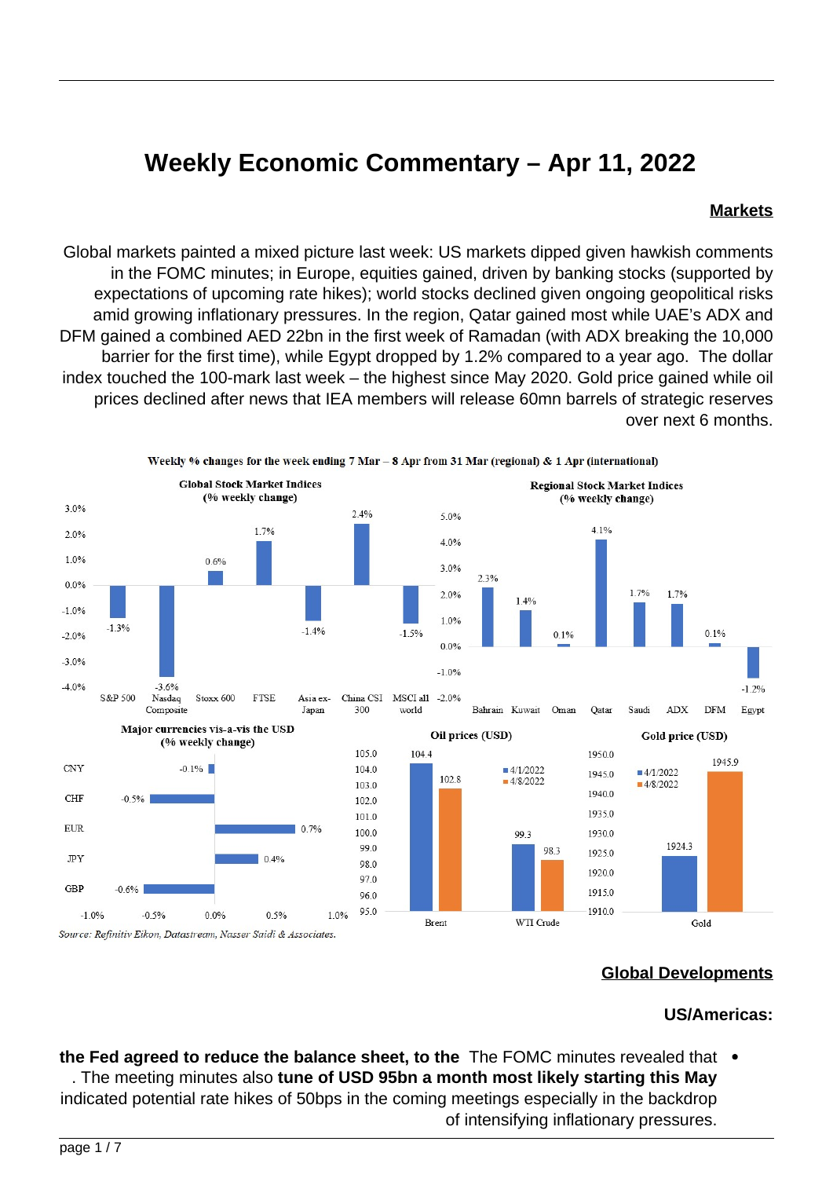# Weekly Economic Commentary – Apr 11, 2022

## Markets

Global markets painted a mixed picture last week: US markets dipped given hawkish comments in the FOMC minutes; in Europe, equities gained, driven by banking stocks (supported by expectations of upcoming rate hikes); world stocks declined given ongoing geopolitical risks amid growing inflationary pressures. In the region, Qatar gained most while UAE's ADX and DFM gained a combined AED 22bn in the first week of Ramadan (with ADX breaking the 10,000 barrier for the first time), while Egypt dropped by 1.2% compared to a year ago. The dollar index touched the 100-mark last week – the highest since May 2020. Gold price gained while oil prices declined after news that IEA members will release 60mn barrels of strategic reserves over next 6 months.

**Weekly % changes for the week ending 7 Mar – 8 Apr from 31 Mar (regional) & 1 Apr (international)**

**Global Stock Market Indices (% weekly change)**

| Index | % weekly change |
|---|---|
| S&P 500 | -1.3% |
| Nasdaq Composite | -3.6% |
| Stoxx 600 | 0.6% |
| FTSE | 1.7% |
| Asia ex-Japan | -1.4% |
| China CSI 300 | 2.4% |
| MSCI all world | -1.5% |

**Regional Stock Market Indices (% weekly change)**

| Index | % weekly change |
|---|---|
| Bahrain | 2.3% |
| Kuwait | 1.4% |
| Oman | 0.1% |
| Qatar | 4.1% |
| Saudi | 1.7% |
| ADX | 1.7% |
| DFM | 0.1% |
| Egypt | -1.2% |

**Major currencies vis-a-vis the USD (% weekly change)**

| Currency | % weekly change |
|---|---|
| CNY | -0.1% |
| CHF | -0.5% |
| EUR | 0.7% |
| JPY | 0.4% |
| GBP | -0.6% |

**Oil prices (USD)**

| | 4/1/2022 | 4/8/2022 |
|---|---|---|
| Brent | 104.4 | 102.8 |
| WTI Crude | 99.3 | 98.3 |

**Gold price (USD)**

| | 4/1/2022 | 4/8/2022 |
|---|---|---|
| Gold | 1924.3 | 1945.9 |

*Source: Refinitiv Eikon, Datastream, Nasser Saidi & Associates.*

## Global Developments

### US/Americas:

- The FOMC minutes revealed that **the Fed agreed to reduce the balance sheet, to the tune of USD 95bn a month most likely starting this May**. The meeting minutes also indicated potential rate hikes of 50bps in the coming meetings especially in the backdrop of intensifying inflationary pressures.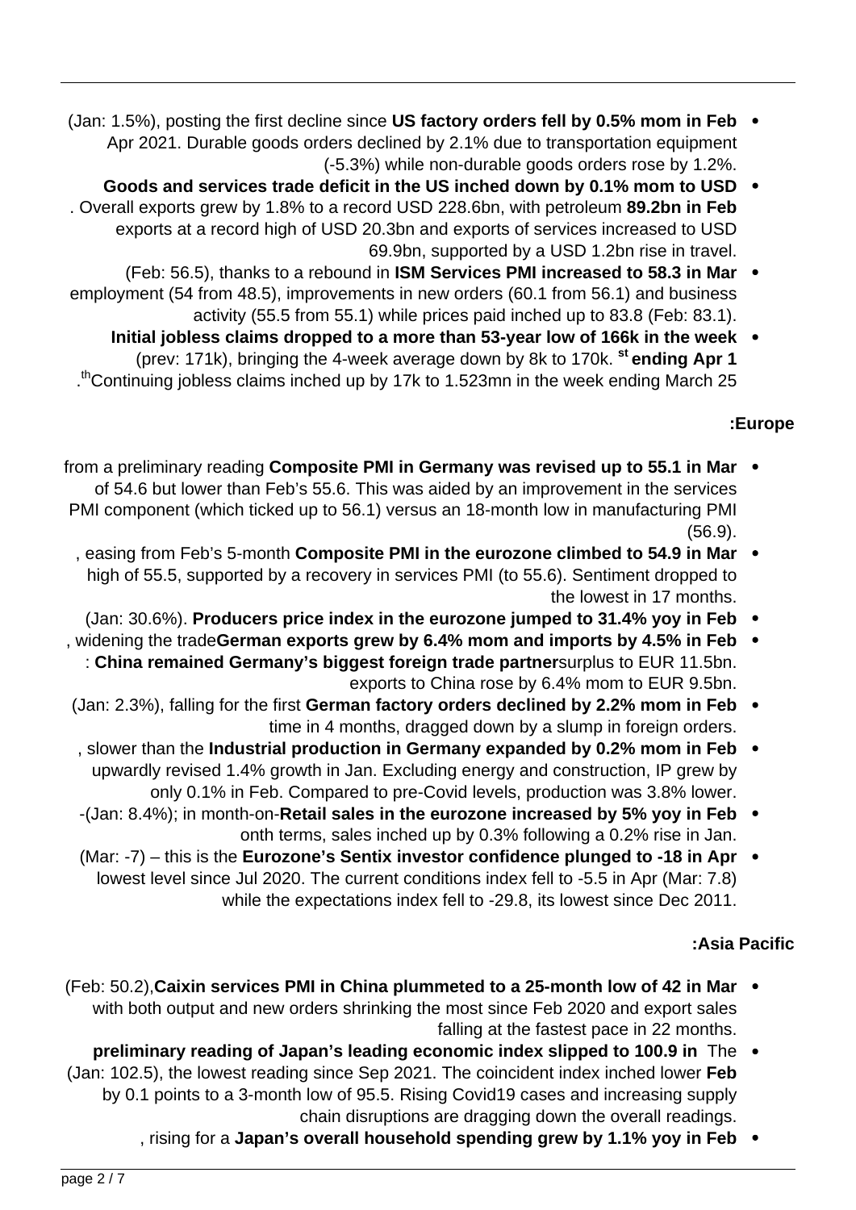- **US factory orders fell by 0.5% mom in Feb** (Jan: 1.5%), posting the first decline since Apr 2021. Durable goods orders declined by 2.1% due to transportation equipment (-5.3%) while non-durable goods orders rose by 1.2%.
- **Goods and services trade deficit in the US inched down by 0.1% mom to USD 89.2bn in Feb**. Overall exports grew by 1.8% to a record USD 228.6bn, with petroleum exports at a record high of USD 20.3bn and exports of services increased to USD 69.9bn, supported by a USD 1.2bn rise in travel.
- **ISM Services PMI increased to 58.3 in Mar** (Feb: 56.5), thanks to a rebound in employment (54 from 48.5), improvements in new orders (60.1 from 56.1) and business activity (55.5 from 55.1) while prices paid inched up to 83.8 (Feb: 83.1).
- **Initial jobless claims dropped to a more than 53-year low of 166k in the week ending Apr 1st** (prev: 171k), bringing the 4-week average down by 8k to 170k. Continuing jobless claims inched up by 17k to 1.523mn in the week ending March 25th.

**Europe:**

- **Composite PMI in Germany was revised up to 55.1 in Mar** from a preliminary reading of 54.6 but lower than Feb's 55.6. This was aided by an improvement in the services PMI component (which ticked up to 56.1) versus an 18-month low in manufacturing PMI (56.9).
- **Composite PMI in the eurozone climbed to 54.9 in Mar**, easing from Feb's 5-month high of 55.5, supported by a recovery in services PMI (to 55.6). Sentiment dropped to the lowest in 17 months.
- **Producers price index in the eurozone jumped to 31.4% yoy in Feb** (Jan: 30.6%).
- **German exports grew by 6.4% mom and imports by 4.5% in Feb**, widening the trade surplus to EUR 11.5bn. **China remained Germany's biggest foreign trade partner**: exports to China rose by 6.4% mom to EUR 9.5bn.
- **German factory orders declined by 2.2% mom in Feb** (Jan: 2.3%), falling for the first time in 4 months, dragged down by a slump in foreign orders.
- **Industrial production in Germany expanded by 0.2% mom in Feb**, slower than the upwardly revised 1.4% growth in Jan. Excluding energy and construction, IP grew by only 0.1% in Feb. Compared to pre-Covid levels, production was 3.8% lower.
- **Retail sales in the eurozone increased by 5% yoy in Feb** (Jan: 8.4%); in month-on-month terms, sales inched up by 0.3% following a 0.2% rise in Jan.
- **Eurozone's Sentix investor confidence plunged to -18 in Apr** (Mar: -7) – this is the lowest level since Jul 2020. The current conditions index fell to -5.5 in Apr (Mar: 7.8) while the expectations index fell to -29.8, its lowest since Dec 2011.

**Asia Pacific:**

- **Caixin services PMI in China plummeted to a 25-month low of 42 in Mar** (Feb: 50.2), with both output and new orders shrinking the most since Feb 2020 and export sales falling at the fastest pace in 22 months.
- The **preliminary reading of Japan's leading economic index slipped to 100.9 in Feb** (Jan: 102.5), the lowest reading since Sep 2021. The coincident index inched lower by 0.1 points to a 3-month low of 95.5. Rising Covid19 cases and increasing supply chain disruptions are dragging down the overall readings.
- **Japan's overall household spending grew by 1.1% yoy in Feb**, rising for a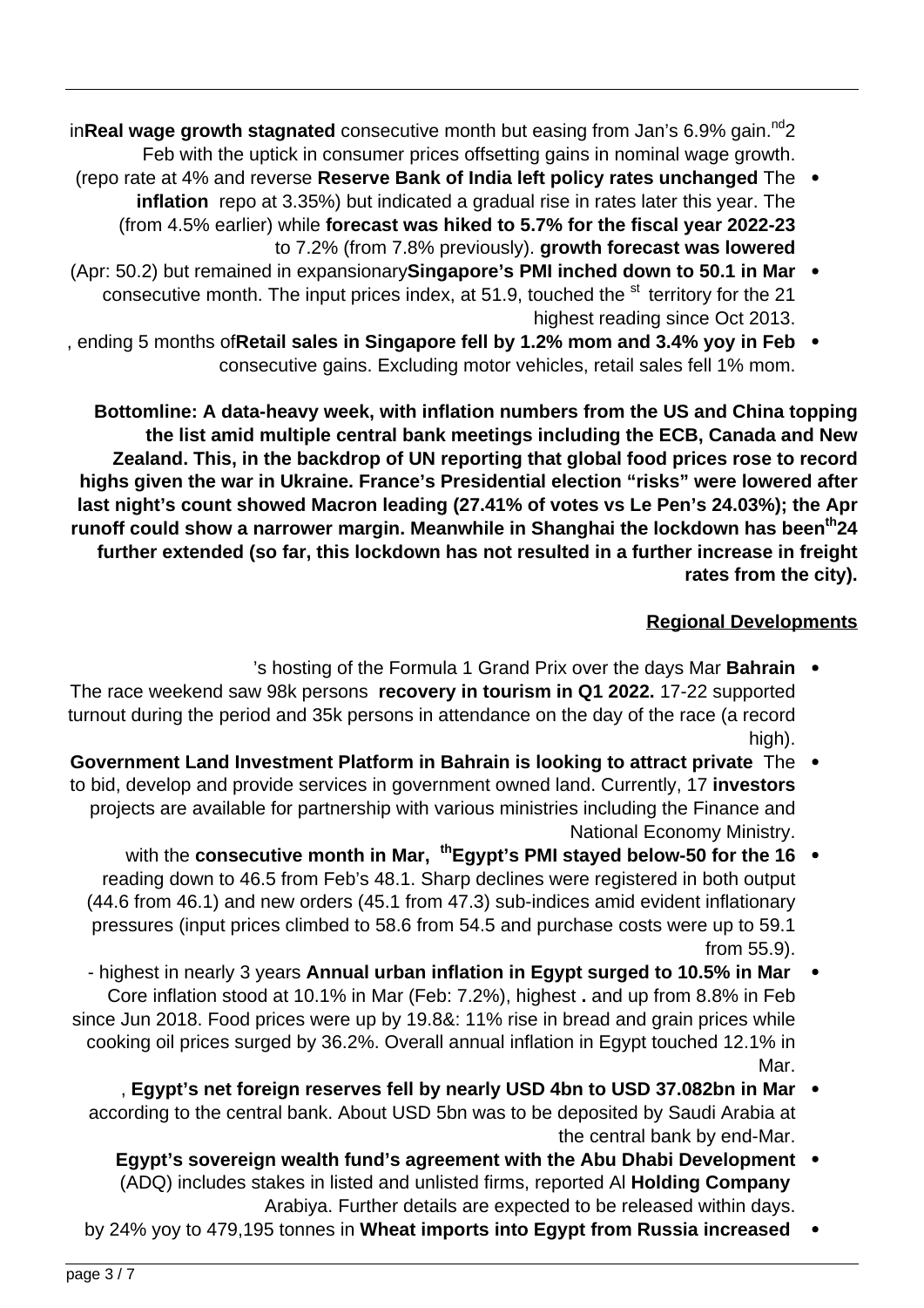in 2nd consecutive month but easing from Jan's 6.9% gain.

- **Real wage growth stagnated** in Feb with the uptick in consumer prices offsetting gains in nominal wage growth.
- **Reserve Bank of India left policy rates unchanged** (repo rate at 4% and reverse repo at 3.35%) but indicated a gradual rise in rates later this year. The **inflation forecast was hiked to 5.7% for the fiscal year 2022-23** (from 4.5% earlier) while **growth forecast was lowered** to 7.2% (from 7.8% previously).
- **Singapore's PMI inched down to 50.1 in Mar** (Apr: 50.2) but remained in expansionary territory for the 21st consecutive month. The input prices index, at 51.9, touched the highest reading since Oct 2013.
- **Retail sales in Singapore fell by 1.2% mom and 3.4% yoy in Feb**, ending 5 months of consecutive gains. Excluding motor vehicles, retail sales fell 1% mom.

**Bottomline: A data-heavy week, with inflation numbers from the US and China topping the list amid multiple central bank meetings including the ECB, Canada and New Zealand. This, in the backdrop of UN reporting that global food prices rose to record highs given the war in Ukraine. France's Presidential election "risks" were lowered after last night's count showed Macron leading (27.41% of votes vs Le Pen's 24.03%); the Apr 24th runoff could show a narrower margin. Meanwhile in Shanghai the lockdown has been further extended (so far, this lockdown has not resulted in a further increase in freight rates from the city).**

## Regional Developments

- **Bahrain**'s hosting of the Formula 1 Grand Prix over the days Mar 17-22 supported **recovery in tourism in Q1 2022.** The race weekend saw 98k persons turnout during the period and 35k persons in attendance on the day of the race (a record high).
- The **Government Land Investment Platform in Bahrain is looking to attract private investors** to bid, develop and provide services in government owned land. Currently, 17 projects are available for partnership with various ministries including the Finance and National Economy Ministry.
- **Egypt's PMI stayed below-50 for the 16th consecutive month in Mar,** with the reading down to 46.5 from Feb's 48.1. Sharp declines were registered in both output (44.6 from 46.1) and new orders (45.1 from 47.3) sub-indices amid evident inflationary pressures (input prices climbed to 58.6 from 54.5 and purchase costs were up to 59.1 from 55.9).
- **Annual urban inflation in Egypt surged to 10.5% in Mar** - highest in nearly 3 years **.** and up from 8.8% in Feb. Core inflation stood at 10.1% in Mar (Feb: 7.2%), highest since Jun 2018. Food prices were up by 19.8&: 11% rise in bread and grain prices while cooking oil prices surged by 36.2%. Overall annual inflation in Egypt touched 12.1% in Mar.
- **Egypt's net foreign reserves fell by nearly USD 4bn to USD 37.082bn in Mar**, according to the central bank. About USD 5bn was to be deposited by Saudi Arabia at the central bank by end-Mar.
- **Egypt's sovereign wealth fund's agreement with the Abu Dhabi Development Holding Company** (ADQ) includes stakes in listed and unlisted firms, reported Al Arabiya. Further details are expected to be released within days.
- **Wheat imports into Egypt from Russia increased** by 24% yoy to 479,195 tonnes in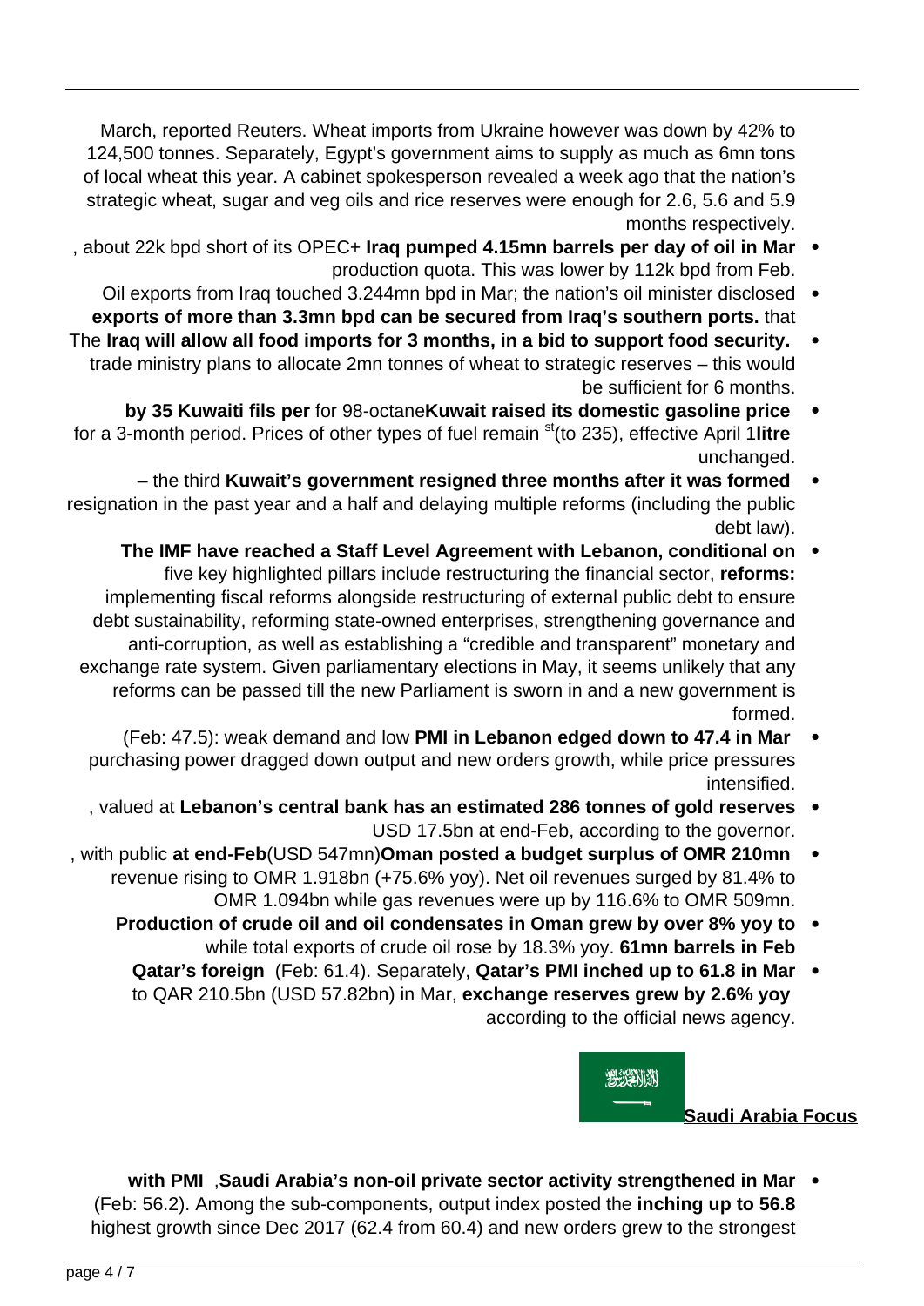March, reported Reuters. Wheat imports from Ukraine however was down by 42% to 124,500 tonnes. Separately, Egypt's government aims to supply as much as 6mn tons of local wheat this year. A cabinet spokesperson revealed a week ago that the nation's strategic wheat, sugar and veg oils and rice reserves were enough for 2.6, 5.6 and 5.9 months respectively.

- **Iraq pumped 4.15mn barrels per day of oil in Mar**, about 22k bpd short of its OPEC+ production quota. This was lower by 112k bpd from Feb.
- Oil exports from Iraq touched 3.244mn bpd in Mar; the nation's oil minister disclosed that **exports of more than 3.3mn bpd can be secured from Iraq's southern ports.**
- **Iraq will allow all food imports for 3 months, in a bid to support food security.** The trade ministry plans to allocate 2mn tonnes of wheat to strategic reserves – this would be sufficient for 6 months.
- **Kuwait raised its domestic gasoline price by 35 Kuwaiti fils per litre** for 98-octane (to 235), effective April 1st for a 3-month period. Prices of other types of fuel remain unchanged.
- **Kuwait's government resigned three months after it was formed** – the third resignation in the past year and a half and delaying multiple reforms (including the public debt law).
- **The IMF have reached a Staff Level Agreement with Lebanon, conditional on reforms:** five key highlighted pillars include restructuring the financial sector, implementing fiscal reforms alongside restructuring of external public debt to ensure debt sustainability, reforming state-owned enterprises, strengthening governance and anti-corruption, as well as establishing a "credible and transparent" monetary and exchange rate system. Given parliamentary elections in May, it seems unlikely that any reforms can be passed till the new Parliament is sworn in and a new government is formed.
- **PMI in Lebanon edged down to 47.4 in Mar** (Feb: 47.5): weak demand and low purchasing power dragged down output and new orders growth, while price pressures intensified.
- **Lebanon's central bank has an estimated 286 tonnes of gold reserves**, valued at USD 17.5bn at end-Feb, according to the governor.
- **Oman posted a budget surplus of OMR 210mn** (USD 547mn) **at end-Feb**, with public revenue rising to OMR 1.918bn (+75.6% yoy). Net oil revenues surged by 81.4% to OMR 1.094bn while gas revenues were up by 116.6% to OMR 509mn.
- **Production of crude oil and oil condensates in Oman grew by over 8% yoy to 61mn barrels in Feb** while total exports of crude oil rose by 18.3% yoy.
- **Qatar's PMI inched up to 61.8 in Mar** (Feb: 61.4). Separately, **Qatar's foreign exchange reserves grew by 2.6% yoy** to QAR 210.5bn (USD 57.82bn) in Mar, according to the official news agency.

## Saudi Arabia Focus

- **Saudi Arabia's non-oil private sector activity strengthened in Mar, with PMI inching up to 56.8** (Feb: 56.2). Among the sub-components, output index posted the highest growth since Dec 2017 (62.4 from 60.4) and new orders grew to the strongest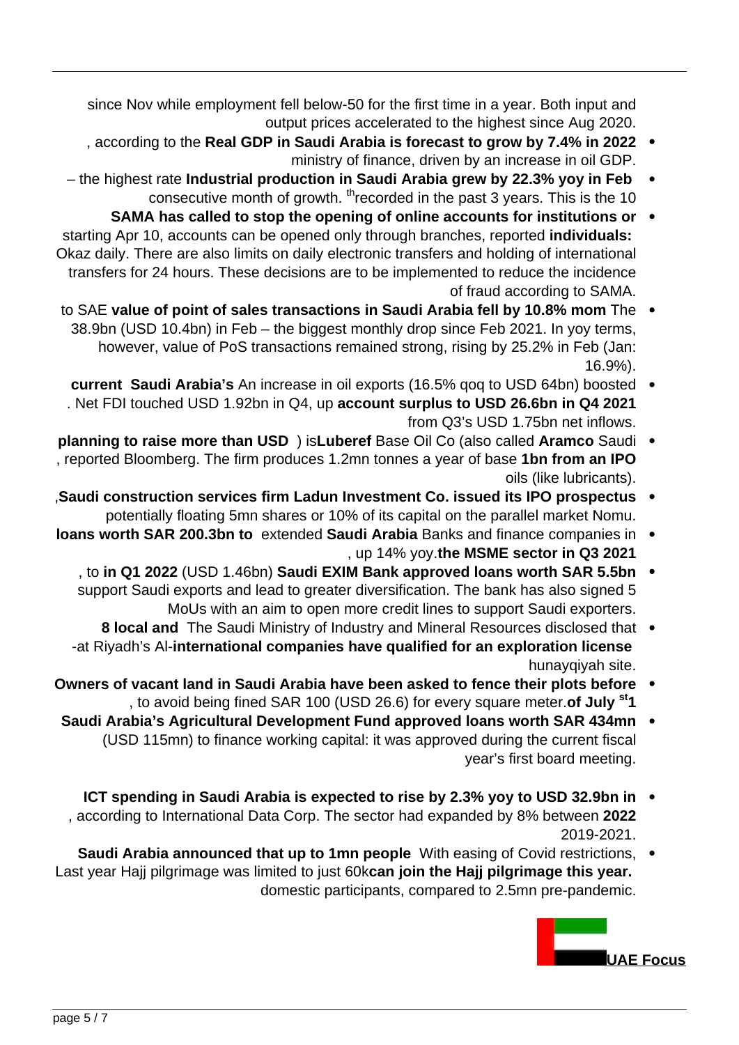since Nov while employment fell below-50 for the first time in a year. Both input and output prices accelerated to the highest since Aug 2020.

- **Real GDP in Saudi Arabia is forecast to grow by 7.4% in 2022**, according to the ministry of finance, driven by an increase in oil GDP.
- **Industrial production in Saudi Arabia grew by 22.3% yoy in Feb** – the highest rate recorded in the past 3 years. This is the 10th consecutive month of growth.
- **SAMA has called to stop the opening of online accounts for institutions or individuals:** starting Apr 10, accounts can be opened only through branches, reported Okaz daily. There are also limits on daily electronic transfers and holding of international transfers for 24 hours. These decisions are to be implemented to reduce the incidence of fraud according to SAMA.
- The **value of point of sales transactions in Saudi Arabia fell by 10.8% mom** to SAE 38.9bn (USD 10.4bn) in Feb – the biggest monthly drop since Feb 2021. In yoy terms, however, value of PoS transactions remained strong, rising by 25.2% in Feb (Jan: 16.9%).
- An increase in oil exports (16.5% qoq to USD 64bn) boosted **Saudi Arabia's current account surplus to USD 26.6bn in Q4 2021**. Net FDI touched USD 1.92bn in Q4, up from Q3's USD 1.75bn net inflows.
- Saudi **Aramco** Base Oil Co (also called **Luberef**) is **planning to raise more than USD 1bn from an IPO**, reported Bloomberg. The firm produces 1.2mn tonnes a year of base oils (like lubricants).
- **Saudi construction services firm Ladun Investment Co. issued its IPO prospectus**, potentially floating 5mn shares or 10% of its capital on the parallel market Nomu.
- Banks and finance companies in **Saudi Arabia** extended **loans worth SAR 200.3bn to the MSME sector in Q3 2021**, up 14% yoy.
- **Saudi EXIM Bank approved loans worth SAR 5.5bn** (USD 1.46bn) **in Q1 2022**, to support Saudi exports and lead to greater diversification. The bank has also signed 5 MoUs with an aim to open more credit lines to support Saudi exporters.
- The Saudi Ministry of Industry and Mineral Resources disclosed that **8 local and international companies have qualified for an exploration license** at Riyadh's Al-hunayqiyah site.
- **Owners of vacant land in Saudi Arabia have been asked to fence their plots before 1st of July**, to avoid being fined SAR 100 (USD 26.6) for every square meter.
- **Saudi Arabia's Agricultural Development Fund approved loans worth SAR 434mn** (USD 115mn) to finance working capital: it was approved during the current fiscal year's first board meeting.
- **ICT spending in Saudi Arabia is expected to rise by 2.3% yoy to USD 32.9bn in 2022**, according to International Data Corp. The sector had expanded by 8% between 2019-2021.
- With easing of Covid restrictions, **Saudi Arabia announced that up to 1mn people can join the Hajj pilgrimage this year.** Last year Hajj pilgrimage was limited to just 60k domestic participants, compared to 2.5mn pre-pandemic.

## UAE Focus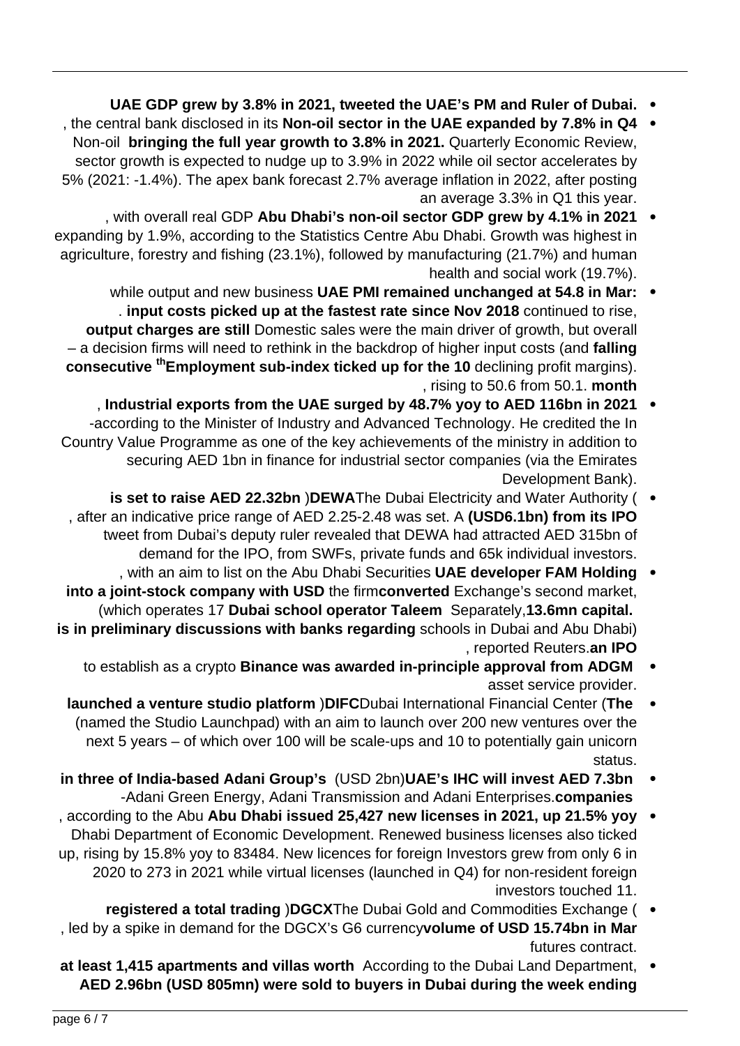- **UAE GDP grew by 3.8% in 2021, tweeted the UAE's PM and Ruler of Dubai.**
- **Non-oil sector in the UAE expanded by 7.8% in Q4, bringing the full year growth to 3.8% in 2021**, the central bank disclosed in its Quarterly Economic Review. Non-oil sector growth is expected to nudge up to 3.9% in 2022 while oil sector accelerates by 5% (2021: -1.4%). The apex bank forecast 2.7% average inflation in 2022, after posting an average 3.3% in Q1 this year.
- **Abu Dhabi's non-oil sector GDP grew by 4.1% in 2021**, with overall real GDP expanding by 1.9%, according to the Statistics Centre Abu Dhabi. Growth was highest in agriculture, forestry and fishing (23.1%), followed by manufacturing (21.7%) and human health and social work (19.7%).
- **UAE PMI remained unchanged at 54.8 in Mar:** while output and new business continued to rise, **input costs picked up at the fastest rate since Nov 2018**. Domestic sales were the main driver of growth, but overall **output charges are still falling** – a decision firms will need to rethink in the backdrop of higher input costs (and declining profit margins). **Employment sub-index ticked up for the 10th consecutive month**, rising to 50.6 from 50.1.
- **Industrial exports from the UAE surged by 48.7% yoy to AED 116bn in 2021**, according to the Minister of Industry and Advanced Technology. He credited the In-Country Value Programme as one of the key achievements of the ministry in addition to securing AED 1bn in finance for industrial sector companies (via the Emirates Development Bank).
- The Dubai Electricity and Water Authority (**DEWA**) **is set to raise AED 22.32bn (USD6.1bn) from its IPO**, after an indicative price range of AED 2.25-2.48 was set. A tweet from Dubai's deputy ruler revealed that DEWA had attracted AED 315bn of demand for the IPO, from SWFs, private funds and 65k individual investors.
- **UAE developer FAM Holding converted** the firm **into a joint-stock company with USD 13.6mn capital**, with an aim to list on the Abu Dhabi Securities Exchange's second market. Separately, **Dubai school operator Taleem** (which operates 17 schools in Dubai and Abu Dhabi) **is in preliminary discussions with banks regarding an IPO**, reported Reuters.
- **Binance was awarded in-principle approval from ADGM** to establish as a crypto asset service provider.
- **The** Dubai International Financial Center (**DIFC**) **launched a venture studio platform** (named the Studio Launchpad) with an aim to launch over 200 new ventures over the next 5 years – of which over 100 will be scale-ups and 10 to potentially gain unicorn status.
- **UAE's IHC will invest AED 7.3bn** (USD 2bn) **in three of India-based Adani Group's companies**-Adani Green Energy, Adani Transmission and Adani Enterprises.
- **Abu Dhabi issued 25,427 new licenses in 2021, up 21.5% yoy**, according to the Abu Dhabi Department of Economic Development. Renewed business licenses also ticked up, rising by 15.8% yoy to 83484. New licences for foreign Investors grew from only 6 in 2020 to 273 in 2021 while virtual licenses (launched in Q4) for non-resident foreign investors touched 11.
- The Dubai Gold and Commodities Exchange (**DGCX**) **registered a total trading volume of USD 15.74bn in Mar**, led by a spike in demand for the DGCX's G6 currency futures contract.
- According to the Dubai Land Department, **at least 1,415 apartments and villas worth AED 2.96bn (USD 805mn) were sold to buyers in Dubai during the week ending**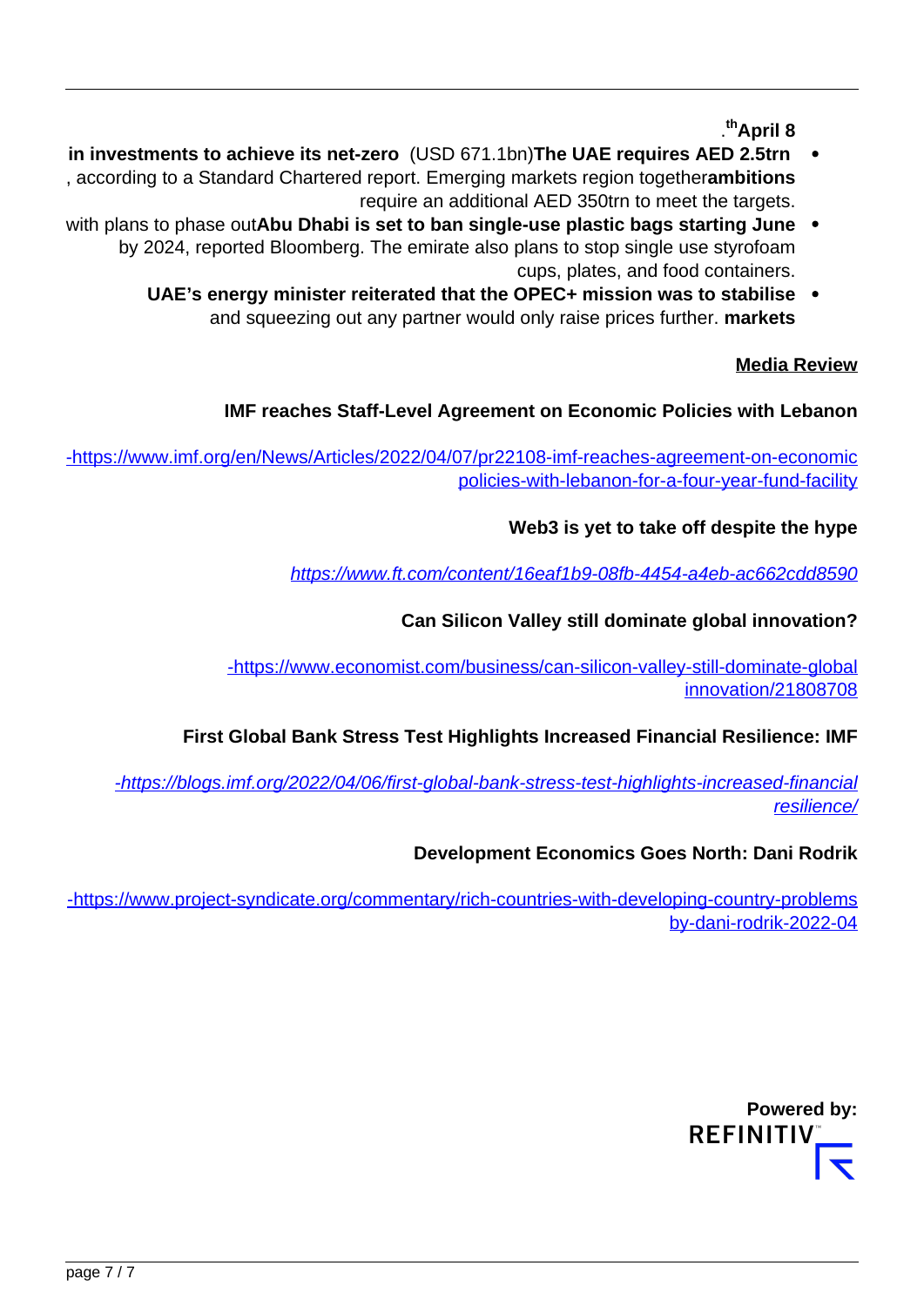April 8[th].

- **The UAE requires AED 2.5trn** (USD 671.1bn) **in investments to achieve its net-zero ambitions**, according to a Standard Chartered report. Emerging markets region together require an additional AED 350trn to meet the targets.
- **Abu Dhabi is set to ban single-use plastic bags starting June** with plans to phase out by 2024, reported Bloomberg. The emirate also plans to stop single use styrofoam cups, plates, and food containers.
- **UAE's energy minister reiterated that the OPEC+ mission was to stabilise markets** and squeezing out any partner would only raise prices further.

**Media Review**

**IMF reaches Staff-Level Agreement on Economic Policies with Lebanon**

https://www.imf.org/en/News/Articles/2022/04/07/pr22108-imf-reaches-agreement-on-economic-policies-with-lebanon-for-a-four-year-fund-facility

**Web3 is yet to take off despite the hype**

https://www.ft.com/content/16eaf1b9-08fb-4454-a4eb-ac662cdd8590

**Can Silicon Valley still dominate global innovation?**

https://www.economist.com/business/can-silicon-valley-still-dominate-global-innovation/21808708

**First Global Bank Stress Test Highlights Increased Financial Resilience: IMF**

https://blogs.imf.org/2022/04/06/first-global-bank-stress-test-highlights-increased-financial-resilience/

**Development Economics Goes North: Dani Rodrik**

https://www.project-syndicate.org/commentary/rich-countries-with-developing-country-problems-by-dani-rodrik-2022-04

**Powered by:**
REFINITIV